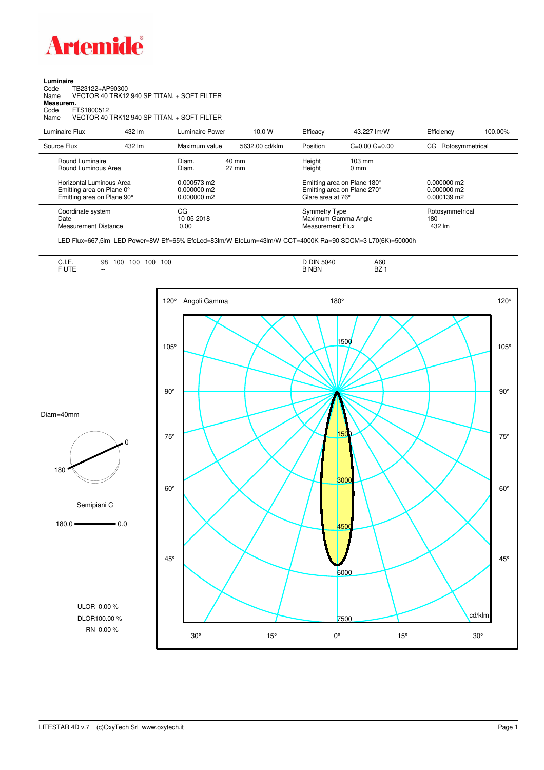**Luminaire**

Code TB23122+AP90300

Name VECTOR 40 TRK12 940 SP TITAN. + SOFT FILTER

**Measurem.**

Code FTS1800512

Name VECTOR 40 TRK12 940 SP TITAN. + SOFT FILTER

| Luminaire Flux | 432 lm | Luminaire Power | 10.0 W | Efficacy | 43.227 lm/W | Efficiency | 100.00% |
|---|---|---|---|---|---|---|---|
| Source Flux | 432 lm | Maximum value | 5632.00 cd/klm | Position | C=0.00 G=0.00 | CG | Rotosymmetrical |

| | | | | |
|---|---|---|---|---|
| Round Luminaire | Diam. 40 mm | Height 103 mm | |
| Round Luminous Area | Diam. 27 mm | Height 0 mm | |
| Horizontal Luminous Area | 0.000573 m2 | Emitting area on Plane 180° | 0.000000 m2 |
| Emitting area on Plane 0° | 0.000000 m2 | Emitting area on Plane 270° | 0.000000 m2 |
| Emitting area on Plane 90° | 0.000000 m2 | Glare area at 76° | 0.000139 m2 |
| Coordinate system | CG | Symmetry Type | Rotosymmetrical |
| Date | 10-05-2018 | Maximum Gamma Angle | 180 |
| Measurement Distance | 0.00 | Measurement Flux | 432 lm |

LED Flux=667,5lm LED Power=8W Eff=65% EfcLed=83lm/W EfcLum=43lm/W CCT=4000K Ra=90 SDCM=3 L70(6K)=50000h

| | | | |
|---|---|---|---|
| C.I.E. | 98 100 100 100 100 | D DIN 5040 | A60 |
| F UTE | -- | B NBN | BZ 1 |

Diam=40mm

Semipiani C

180.0 — 0.0

ULOR 0.00 %

DLOR100.00 %

RN 0.00 %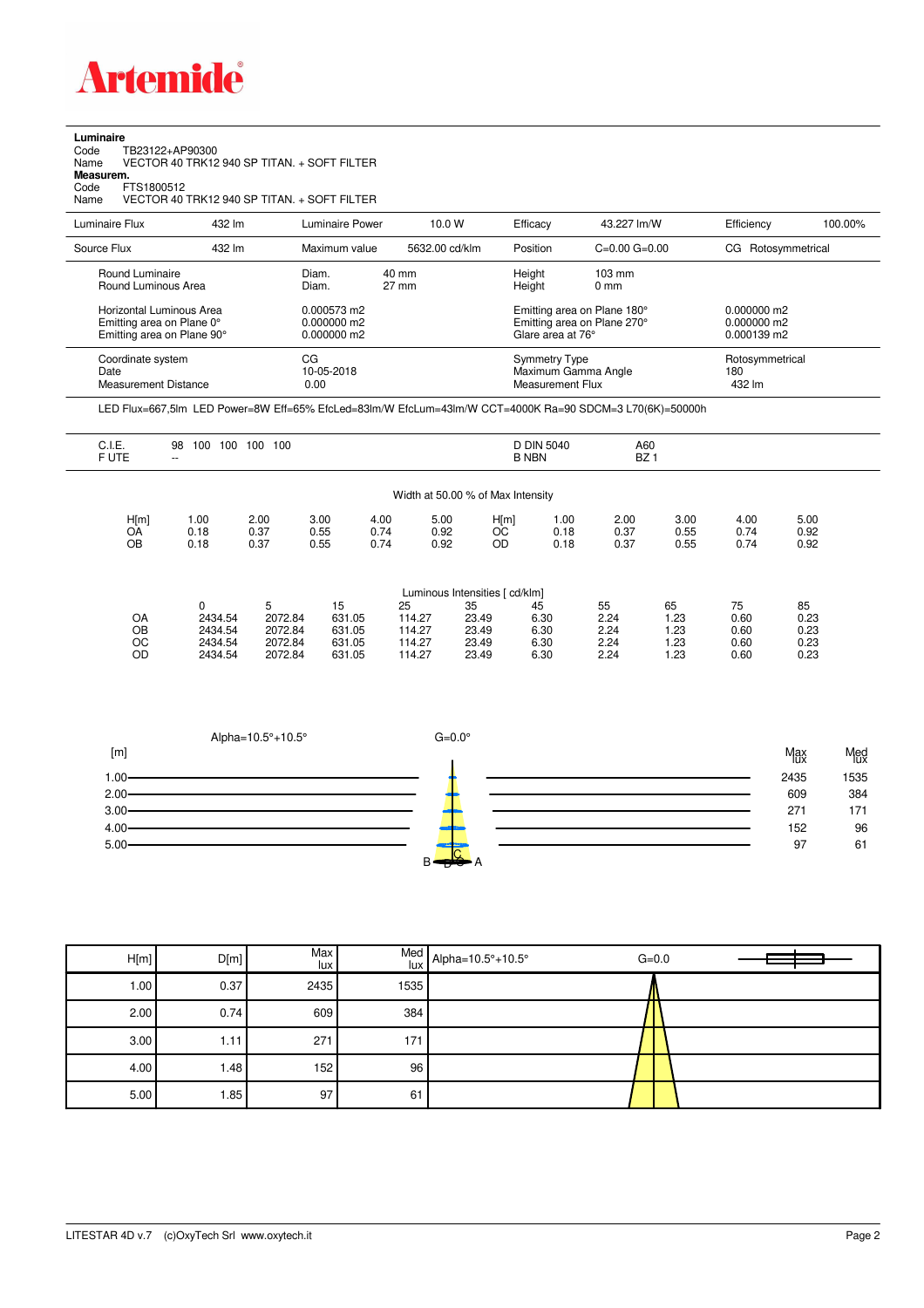**Artemide**

**Luminaire**

Code TB23122+AP90300

Name VECTOR 40 TRK12 940 SP TITAN. + SOFT FILTER

**Measurem.**

Code FTS1800512

Name VECTOR 40 TRK12 940 SP TITAN. + SOFT FILTER

| | | | | | | | |
|---|---|---|---|---|---|---|---|
| Luminaire Flux | 432 lm | Luminaire Power | 10.0 W | Efficacy | 43.227 lm/W | Efficiency | 100.00% |
| Source Flux | 432 lm | Maximum value | 5632.00 cd/klm | Position | C=0.00 G=0.00 | CG | Rotosymmetrical |

| | | | | | |
|---|---|---|---|---|---|
| Round Luminaire | Diam. | 40 mm | Height | 103 mm | |
| Round Luminous Area | Diam. | 27 mm | Height | 0 mm | |
| Horizontal Luminous Area | 0.000573 m2 | | Emitting area on Plane 180° | | 0.000000 m2 |
| Emitting area on Plane 0° | 0.000000 m2 | | Emitting area on Plane 270° | | 0.000000 m2 |
| Emitting area on Plane 90° | 0.000000 m2 | | Glare area at 76° | | 0.000139 m2 |

| | | | |
|---|---|---|---|
| Coordinate system | CG | Symmetry Type | Rotosymmetrical |
| Date | 10-05-2018 | Maximum Gamma Angle | 180 |
| Measurement Distance | 0.00 | Measurement Flux | 432 lm |

LED Flux=667,5lm LED Power=8W Eff=65% EfcLed=83lm/W EfcLum=43lm/W CCT=4000K Ra=90 SDCM=3 L70(6K)=50000h

| | | | |
|---|---|---|---|
| C.I.E. | 98 100 100 100 100 | D DIN 5040 | A60 |
| F UTE | -- | B NBN | BZ 1 |

Width at 50.00 % of Max Intensity

| H[m] | 1.00 | 2.00 | 3.00 | 4.00 | 5.00 | H[m] | 1.00 | 2.00 | 3.00 | 4.00 | 5.00 |
|---|---|---|---|---|---|---|---|---|---|---|---|
| OA | 0.18 | 0.37 | 0.55 | 0.74 | 0.92 | OC | 0.18 | 0.37 | 0.55 | 0.74 | 0.92 |
| OB | 0.18 | 0.37 | 0.55 | 0.74 | 0.92 | OD | 0.18 | 0.37 | 0.55 | 0.74 | 0.92 |

Luminous Intensities [ cd/klm]

| | 0 | 5 | 15 | 25 | 35 | 45 | 55 | 65 | 75 | 85 |
|---|---|---|---|---|---|---|---|---|---|---|
| OA | 2434.54 | 2072.84 | 631.05 | 114.27 | 23.49 | 6.30 | 2.24 | 1.23 | 0.60 | 0.23 |
| OB | 2434.54 | 2072.84 | 631.05 | 114.27 | 23.49 | 6.30 | 2.24 | 1.23 | 0.60 | 0.23 |
| OC | 2434.54 | 2072.84 | 631.05 | 114.27 | 23.49 | 6.30 | 2.24 | 1.23 | 0.60 | 0.23 |
| OD | 2434.54 | 2072.84 | 631.05 | 114.27 | 23.49 | 6.30 | 2.24 | 1.23 | 0.60 | 0.23 |

Alpha=10.5°+10.5°

G=0.0°

[m]

1.00

2.00

3.00

4.00

5.00

B D C A

Max lux: 2435, 609, 271, 152, 97

Med lux: 1535, 384, 171, 96, 61

| H[m] | D[m] | Max lux | Med lux | Alpha=10.5°+10.5° G=0.0 |
|---|---|---|---|---|
| 1.00 | 0.37 | 2435 | 1535 | |
| 2.00 | 0.74 | 609 | 384 | |
| 3.00 | 1.11 | 271 | 171 | |
| 4.00 | 1.48 | 152 | 96 | |
| 5.00 | 1.85 | 97 | 61 | |

LITESTAR 4D v.7 (c)OxyTech Srl www.oxytech.it